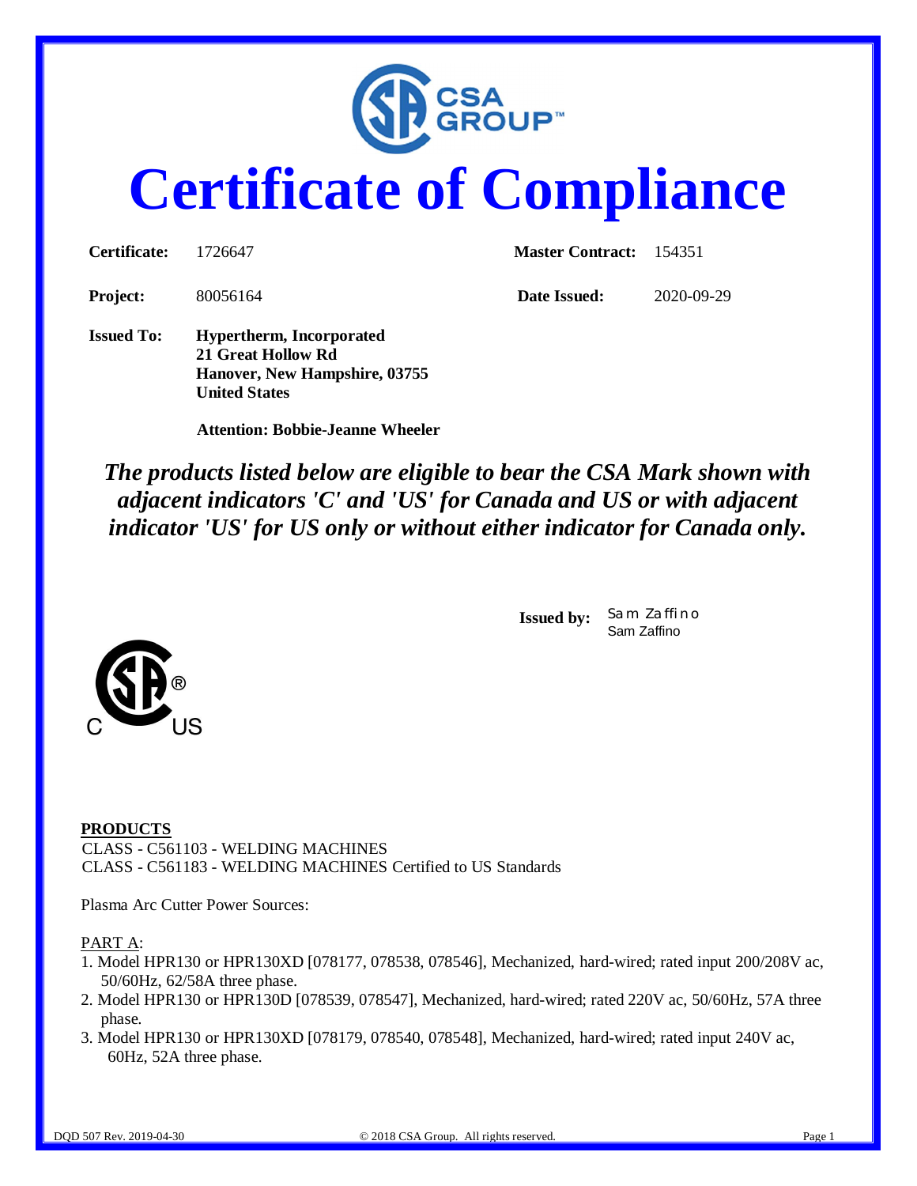# Certificate of Compliance

| | | | |
|---|---|---|---|
| **Certificate:** | 1726647 | **Master Contract:** | 154351 |
| **Project:** | 80056164 | **Date Issued:** | 2020-09-29 |

**Issued To:** **Hypertherm, Incorporated**
**21 Great Hollow Rd**
**Hanover, New Hampshire, 03755**
**United States**

**Attention: Bobbie-Jeanne Wheeler**

***The products listed below are eligible to bear the CSA Mark shown with adjacent indicators 'C' and 'US' for Canada and US or with adjacent indicator 'US' for US only or without either indicator for Canada only.***

**Issued by:** Sam Zaffino
Sam Zaffino

**PRODUCTS**

CLASS - C561103 - WELDING MACHINES
CLASS - C561183 - WELDING MACHINES Certified to US Standards

Plasma Arc Cutter Power Sources:

PART A:

1. Model HPR130 or HPR130XD [078177, 078538, 078546], Mechanized, hard-wired; rated input 200/208V ac, 50/60Hz, 62/58A three phase.
2. Model HPR130 or HPR130D [078539, 078547], Mechanized, hard-wired; rated 220V ac, 50/60Hz, 57A three phase.
3. Model HPR130 or HPR130XD [078179, 078540, 078548], Mechanized, hard-wired; rated input 240V ac, 60Hz, 52A three phase.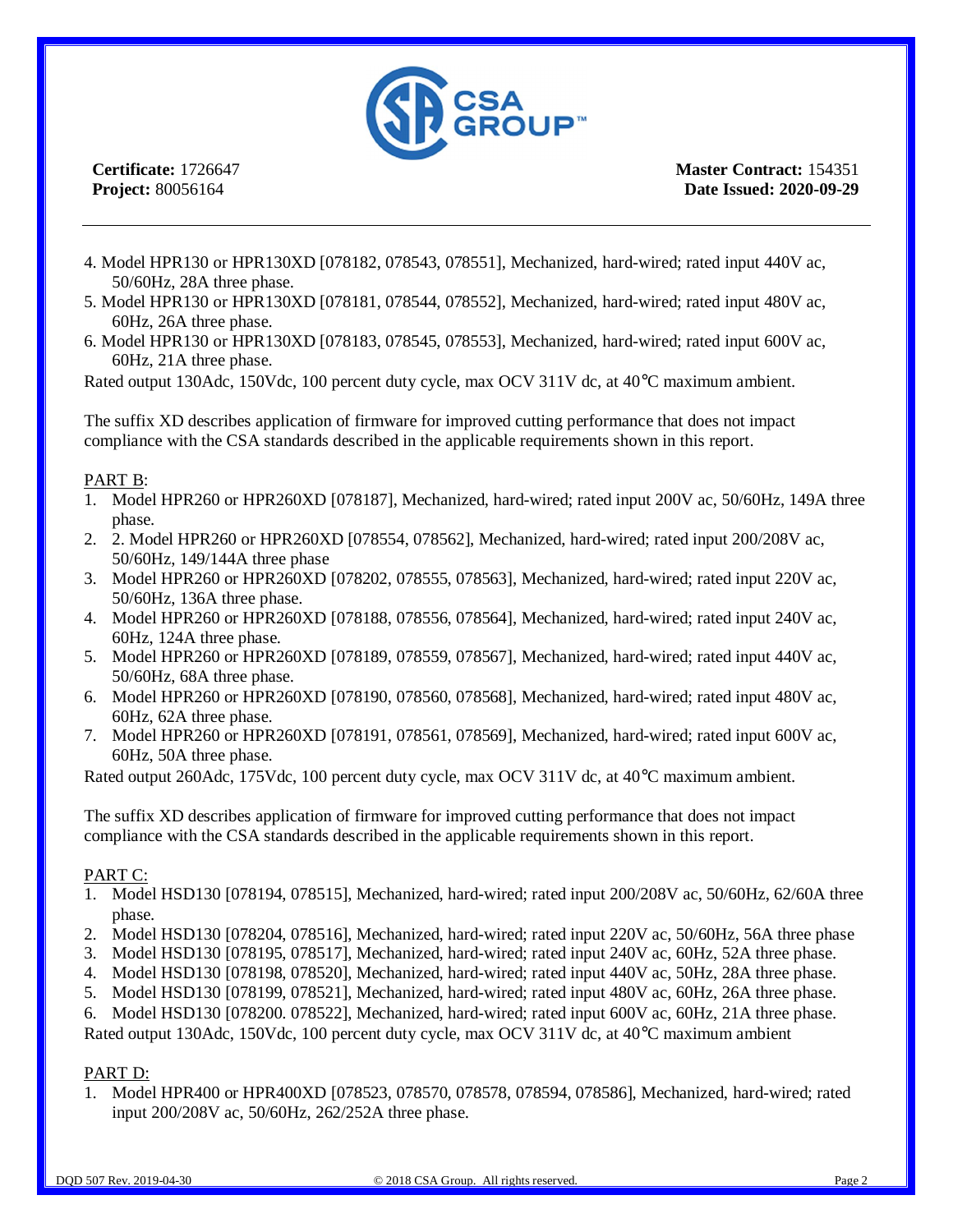**Certificate:** 1726647
**Project:** 80056164

**Master Contract:** 154351
**Date Issued: 2020-09-29**

4. Model HPR130 or HPR130XD [078182, 078543, 078551], Mechanized, hard-wired; rated input 440V ac, 50/60Hz, 28A three phase.
5. Model HPR130 or HPR130XD [078181, 078544, 078552], Mechanized, hard-wired; rated input 480V ac, 60Hz, 26A three phase.
6. Model HPR130 or HPR130XD [078183, 078545, 078553], Mechanized, hard-wired; rated input 600V ac, 60Hz, 21A three phase.

Rated output 130Adc, 150Vdc, 100 percent duty cycle, max OCV 311V dc, at 40°C maximum ambient.

The suffix XD describes application of firmware for improved cutting performance that does not impact compliance with the CSA standards described in the applicable requirements shown in this report.

PART B:

1. Model HPR260 or HPR260XD [078187], Mechanized, hard-wired; rated input 200V ac, 50/60Hz, 149A three phase.
2. 2. Model HPR260 or HPR260XD [078554, 078562], Mechanized, hard-wired; rated input 200/208V ac, 50/60Hz, 149/144A three phase
3. Model HPR260 or HPR260XD [078202, 078555, 078563], Mechanized, hard-wired; rated input 220V ac, 50/60Hz, 136A three phase.
4. Model HPR260 or HPR260XD [078188, 078556, 078564], Mechanized, hard-wired; rated input 240V ac, 60Hz, 124A three phase.
5. Model HPR260 or HPR260XD [078189, 078559, 078567], Mechanized, hard-wired; rated input 440V ac, 50/60Hz, 68A three phase.
6. Model HPR260 or HPR260XD [078190, 078560, 078568], Mechanized, hard-wired; rated input 480V ac, 60Hz, 62A three phase.
7. Model HPR260 or HPR260XD [078191, 078561, 078569], Mechanized, hard-wired; rated input 600V ac, 60Hz, 50A three phase.

Rated output 260Adc, 175Vdc, 100 percent duty cycle, max OCV 311V dc, at 40°C maximum ambient.

The suffix XD describes application of firmware for improved cutting performance that does not impact compliance with the CSA standards described in the applicable requirements shown in this report.

PART C:

1. Model HSD130 [078194, 078515], Mechanized, hard-wired; rated input 200/208V ac, 50/60Hz, 62/60A three phase.
2. Model HSD130 [078204, 078516], Mechanized, hard-wired; rated input 220V ac, 50/60Hz, 56A three phase
3. Model HSD130 [078195, 078517], Mechanized, hard-wired; rated input 240V ac, 60Hz, 52A three phase.
4. Model HSD130 [078198, 078520], Mechanized, hard-wired; rated input 440V ac, 50Hz, 28A three phase.
5. Model HSD130 [078199, 078521], Mechanized, hard-wired; rated input 480V ac, 60Hz, 26A three phase.
6. Model HSD130 [078200. 078522], Mechanized, hard-wired; rated input 600V ac, 60Hz, 21A three phase.

Rated output 130Adc, 150Vdc, 100 percent duty cycle, max OCV 311V dc, at 40°C maximum ambient

PART D:

1. Model HPR400 or HPR400XD [078523, 078570, 078578, 078594, 078586], Mechanized, hard-wired; rated input 200/208V ac, 50/60Hz, 262/252A three phase.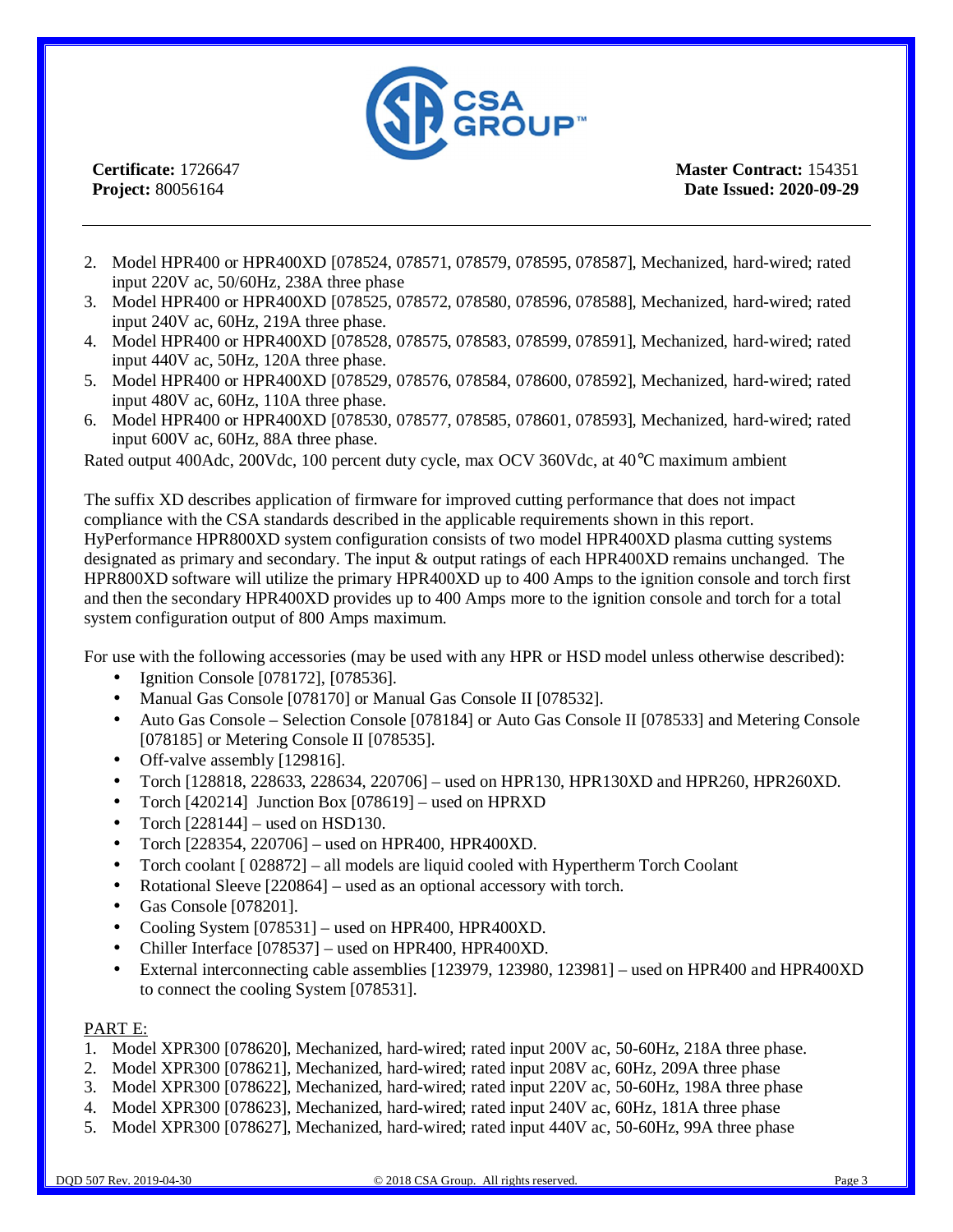**Certificate:** 1726647
**Project:** 80056164

**Master Contract:** 154351
**Date Issued: 2020-09-29**

2. Model HPR400 or HPR400XD [078524, 078571, 078579, 078595, 078587], Mechanized, hard-wired; rated input 220V ac, 50/60Hz, 238A three phase
3. Model HPR400 or HPR400XD [078525, 078572, 078580, 078596, 078588], Mechanized, hard-wired; rated input 240V ac, 60Hz, 219A three phase.
4. Model HPR400 or HPR400XD [078528, 078575, 078583, 078599, 078591], Mechanized, hard-wired; rated input 440V ac, 50Hz, 120A three phase.
5. Model HPR400 or HPR400XD [078529, 078576, 078584, 078600, 078592], Mechanized, hard-wired; rated input 480V ac, 60Hz, 110A three phase.
6. Model HPR400 or HPR400XD [078530, 078577, 078585, 078601, 078593], Mechanized, hard-wired; rated input 600V ac, 60Hz, 88A three phase.

Rated output 400Adc, 200Vdc, 100 percent duty cycle, max OCV 360Vdc, at 40°C maximum ambient

The suffix XD describes application of firmware for improved cutting performance that does not impact compliance with the CSA standards described in the applicable requirements shown in this report.
HyPerformance HPR800XD system configuration consists of two model HPR400XD plasma cutting systems designated as primary and secondary. The input & output ratings of each HPR400XD remains unchanged. The HPR800XD software will utilize the primary HPR400XD up to 400 Amps to the ignition console and torch first and then the secondary HPR400XD provides up to 400 Amps more to the ignition console and torch for a total system configuration output of 800 Amps maximum.

For use with the following accessories (may be used with any HPR or HSD model unless otherwise described):

- Ignition Console [078172], [078536].
- Manual Gas Console [078170] or Manual Gas Console II [078532].
- Auto Gas Console – Selection Console [078184] or Auto Gas Console II [078533] and Metering Console [078185] or Metering Console II [078535].
- Off-valve assembly [129816].
- Torch [128818, 228633, 228634, 220706] – used on HPR130, HPR130XD and HPR260, HPR260XD.
- Torch [420214] Junction Box [078619] – used on HPRXD
- Torch [228144] – used on HSD130.
- Torch [228354, 220706] – used on HPR400, HPR400XD.
- Torch coolant [ 028872] – all models are liquid cooled with Hypertherm Torch Coolant
- Rotational Sleeve [220864] – used as an optional accessory with torch.
- Gas Console [078201].
- Cooling System [078531] – used on HPR400, HPR400XD.
- Chiller Interface [078537] – used on HPR400, HPR400XD.
- External interconnecting cable assemblies [123979, 123980, 123981] – used on HPR400 and HPR400XD to connect the cooling System [078531].

PART E:

1. Model XPR300 [078620], Mechanized, hard-wired; rated input 200V ac, 50-60Hz, 218A three phase.
2. Model XPR300 [078621], Mechanized, hard-wired; rated input 208V ac, 60Hz, 209A three phase
3. Model XPR300 [078622], Mechanized, hard-wired; rated input 220V ac, 50-60Hz, 198A three phase
4. Model XPR300 [078623], Mechanized, hard-wired; rated input 240V ac, 60Hz, 181A three phase
5. Model XPR300 [078627], Mechanized, hard-wired; rated input 440V ac, 50-60Hz, 99A three phase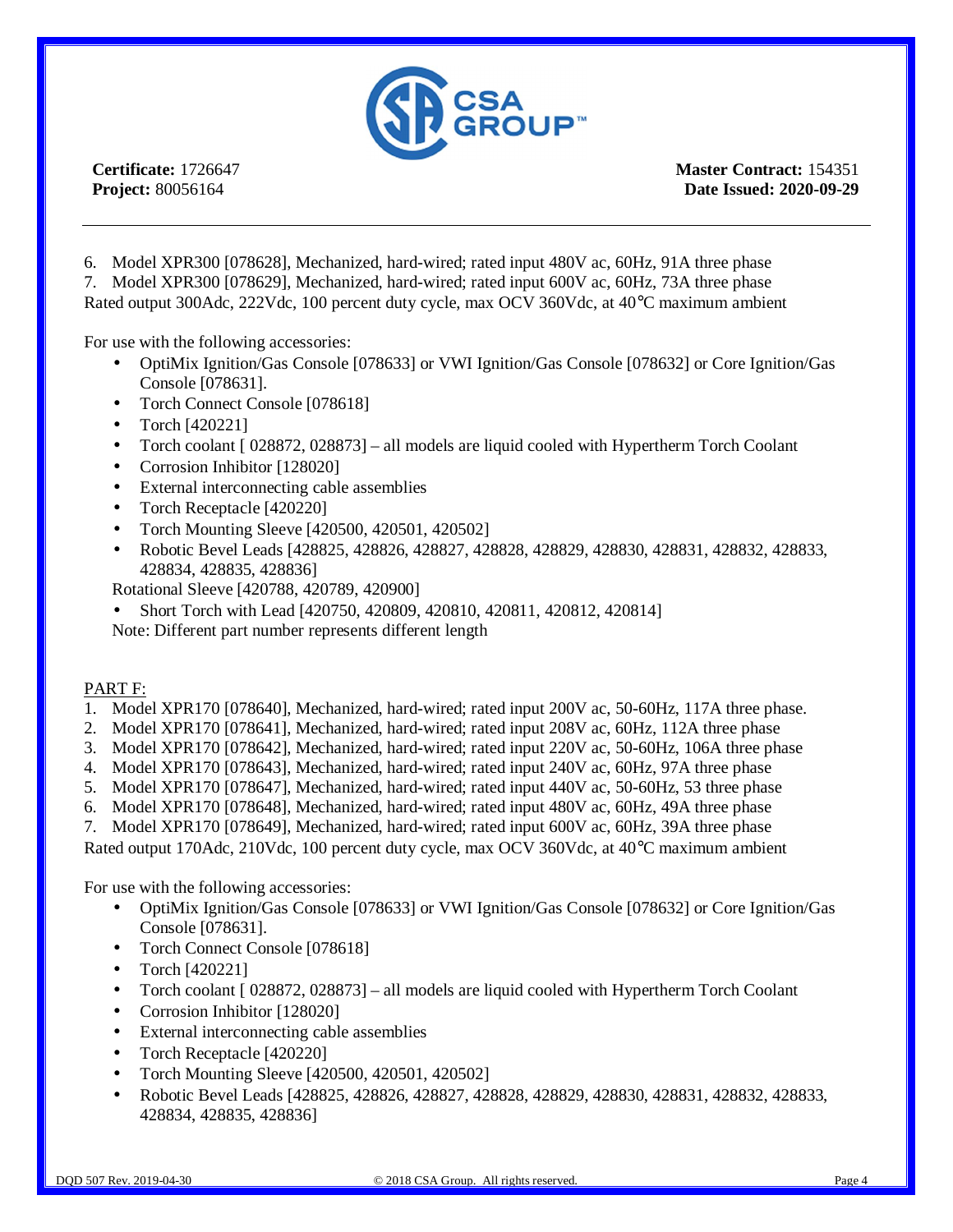**Certificate:** 1726647
**Project:** 80056164

**Master Contract:** 154351
**Date Issued: 2020-09-29**

6. Model XPR300 [078628], Mechanized, hard-wired; rated input 480V ac, 60Hz, 91A three phase
7. Model XPR300 [078629], Mechanized, hard-wired; rated input 600V ac, 60Hz, 73A three phase

Rated output 300Adc, 222Vdc, 100 percent duty cycle, max OCV 360Vdc, at 40°C maximum ambient

For use with the following accessories:

- OptiMix Ignition/Gas Console [078633] or VWI Ignition/Gas Console [078632] or Core Ignition/Gas Console [078631].
- Torch Connect Console [078618]
- Torch [420221]
- Torch coolant [ 028872, 028873] – all models are liquid cooled with Hypertherm Torch Coolant
- Corrosion Inhibitor [128020]
- External interconnecting cable assemblies
- Torch Receptacle [420220]
- Torch Mounting Sleeve [420500, 420501, 420502]
- Robotic Bevel Leads [428825, 428826, 428827, 428828, 428829, 428830, 428831, 428832, 428833, 428834, 428835, 428836]

  Rotational Sleeve [420788, 420789, 420900]
- Short Torch with Lead [420750, 420809, 420810, 420811, 420812, 420814]

  Note: Different part number represents different length

PART F:

1. Model XPR170 [078640], Mechanized, hard-wired; rated input 200V ac, 50-60Hz, 117A three phase.
2. Model XPR170 [078641], Mechanized, hard-wired; rated input 208V ac, 60Hz, 112A three phase
3. Model XPR170 [078642], Mechanized, hard-wired; rated input 220V ac, 50-60Hz, 106A three phase
4. Model XPR170 [078643], Mechanized, hard-wired; rated input 240V ac, 60Hz, 97A three phase
5. Model XPR170 [078647], Mechanized, hard-wired; rated input 440V ac, 50-60Hz, 53 three phase
6. Model XPR170 [078648], Mechanized, hard-wired; rated input 480V ac, 60Hz, 49A three phase
7. Model XPR170 [078649], Mechanized, hard-wired; rated input 600V ac, 60Hz, 39A three phase

Rated output 170Adc, 210Vdc, 100 percent duty cycle, max OCV 360Vdc, at 40°C maximum ambient

For use with the following accessories:

- OptiMix Ignition/Gas Console [078633] or VWI Ignition/Gas Console [078632] or Core Ignition/Gas Console [078631].
- Torch Connect Console [078618]
- Torch [420221]
- Torch coolant [ 028872, 028873] – all models are liquid cooled with Hypertherm Torch Coolant
- Corrosion Inhibitor [128020]
- External interconnecting cable assemblies
- Torch Receptacle [420220]
- Torch Mounting Sleeve [420500, 420501, 420502]
- Robotic Bevel Leads [428825, 428826, 428827, 428828, 428829, 428830, 428831, 428832, 428833, 428834, 428835, 428836]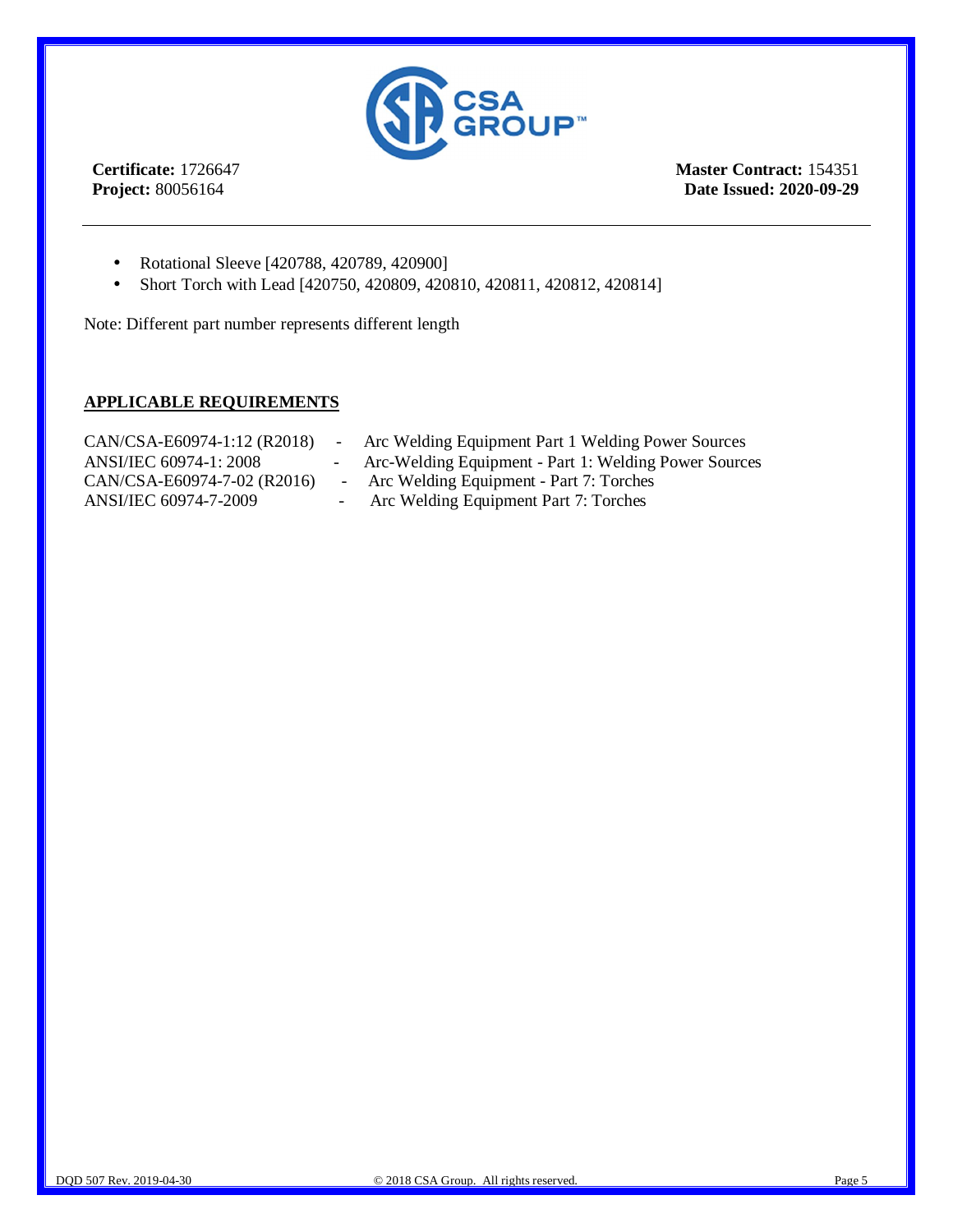**Certificate:** 1726647
**Project:** 80056164

**Master Contract:** 154351
**Date Issued: 2020-09-29**

- Rotational Sleeve [420788, 420789, 420900]
- Short Torch with Lead [420750, 420809, 420810, 420811, 420812, 420814]

Note: Different part number represents different length

## APPLICABLE REQUIREMENTS

| | | |
|---|---|---|
| CAN/CSA-E60974-1:12 (R2018) | - | Arc Welding Equipment Part 1 Welding Power Sources |
| ANSI/IEC 60974-1: 2008 | - | Arc-Welding Equipment - Part 1: Welding Power Sources |
| CAN/CSA-E60974-7-02 (R2016) | - | Arc Welding Equipment - Part 7: Torches |
| ANSI/IEC 60974-7-2009 | - | Arc Welding Equipment Part 7: Torches |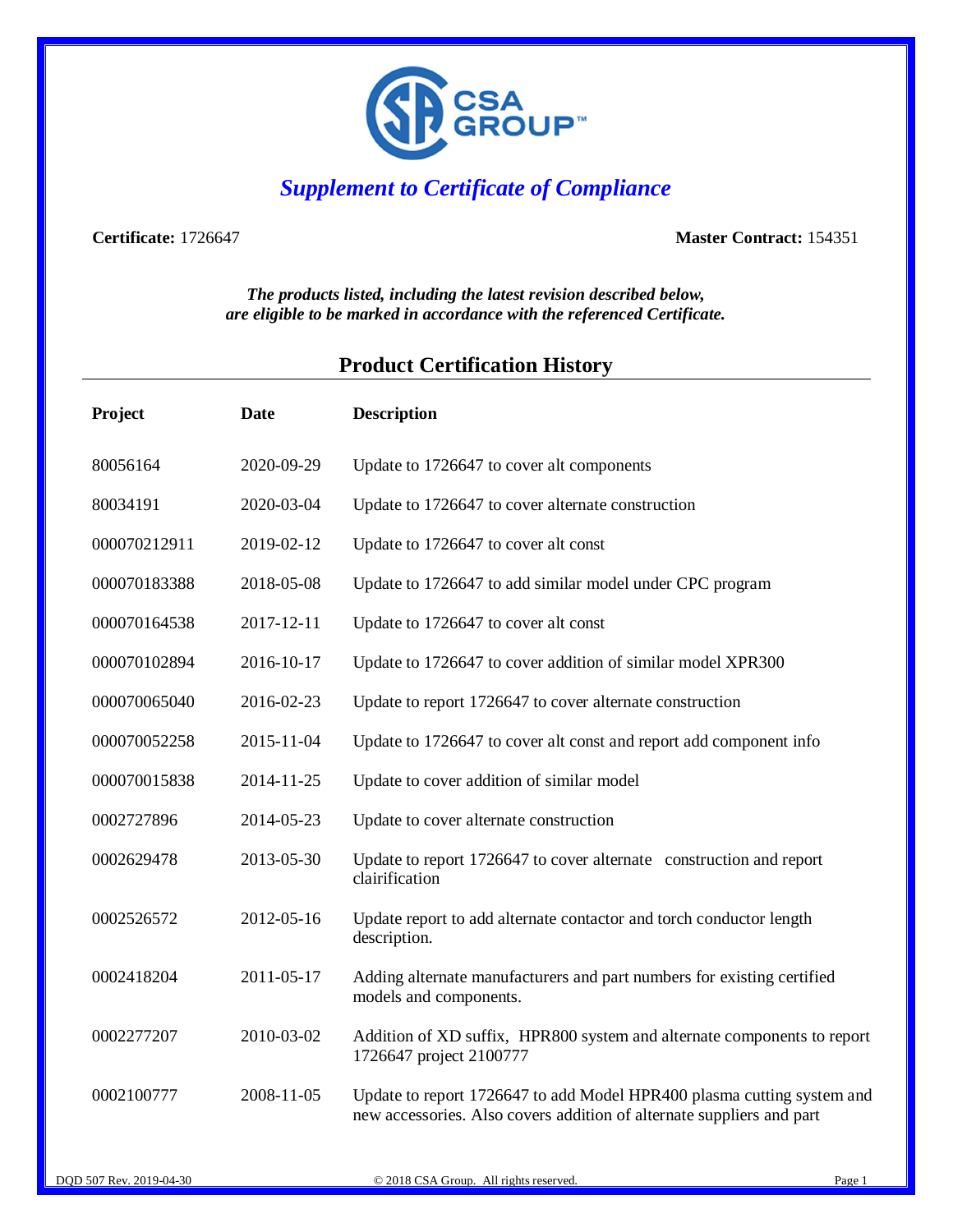CSA GROUP™

## *Supplement to Certificate of Compliance*

**Certificate:** 1726647 **Master Contract:** 154351

***The products listed, including the latest revision described below, are eligible to be marked in accordance with the referenced Certificate.***

### Product Certification History

| Project | Date | Description |
|---|---|---|
| 80056164 | 2020-09-29 | Update to 1726647 to cover alt components |
| 80034191 | 2020-03-04 | Update to 1726647 to cover alternate construction |
| 000070212911 | 2019-02-12 | Update to 1726647 to cover alt const |
| 000070183388 | 2018-05-08 | Update to 1726647 to add similar model under CPC program |
| 000070164538 | 2017-12-11 | Update to 1726647 to cover alt const |
| 000070102894 | 2016-10-17 | Update to 1726647 to cover addition of similar model XPR300 |
| 000070065040 | 2016-02-23 | Update to report 1726647 to cover alternate construction |
| 000070052258 | 2015-11-04 | Update to 1726647 to cover alt const and report add component info |
| 000070015838 | 2014-11-25 | Update to cover addition of similar model |
| 0002727896 | 2014-05-23 | Update to cover alternate construction |
| 0002629478 | 2013-05-30 | Update to report 1726647 to cover alternate construction and report clairification |
| 0002526572 | 2012-05-16 | Update report to add alternate contactor and torch conductor length description. |
| 0002418204 | 2011-05-17 | Adding alternate manufacturers and part numbers for existing certified models and components. |
| 0002277207 | 2010-03-02 | Addition of XD suffix, HPR800 system and alternate components to report 1726647 project 2100777 |
| 0002100777 | 2008-11-05 | Update to report 1726647 to add Model HPR400 plasma cutting system and new accessories. Also covers addition of alternate suppliers and part |

DQD 507 Rev. 2019-04-30 © 2018 CSA Group. All rights reserved.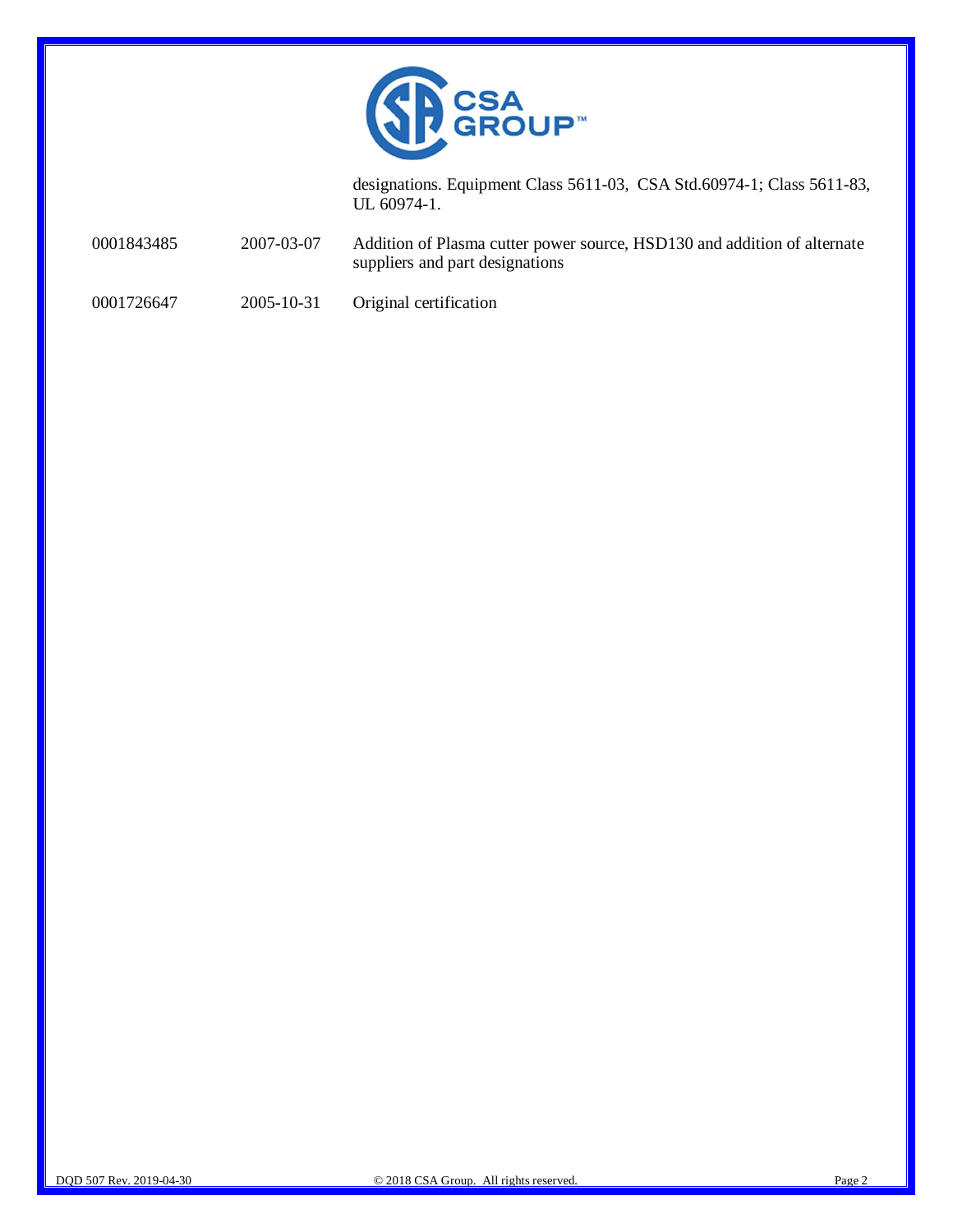| | | |
|---|---|---|
| | | designations. Equipment Class 5611-03, CSA Std.60974-1; Class 5611-83, UL 60974-1. |
| 0001843485 | 2007-03-07 | Addition of Plasma cutter power source, HSD130 and addition of alternate suppliers and part designations |
| 0001726647 | 2005-10-31 | Original certification |